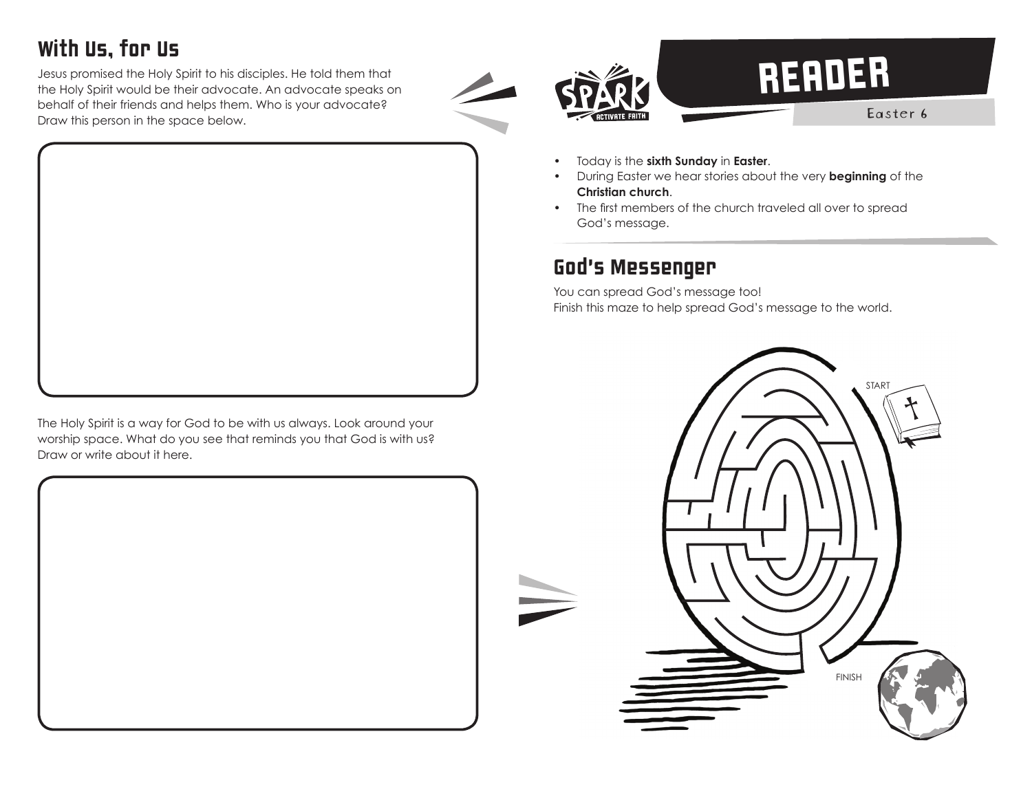## With Us, for Us

Jesus promised the Holy Spirit to his disciples. He told them that the Holy Spirit would be their advocate. An advocate speaks on behalf of their friends and helps them. Who is your advocate? Draw this person in the space below.

The Holy Spirit is a way for God to be with us always. Look around your worship space. What do you see that reminds you that God is with us? Draw or write about it here.

# READER

Easter 6

- Today is the **sixth Sunday** in **Easter**.
- During Easter we hear stories about the very **beginning** of the **Christian church**.
- The first members of the church traveled all over to spread God's message.

## God's Messenger

You can spread God's message too!
Finish this maze to help spread God's message to the world.

START

FINISH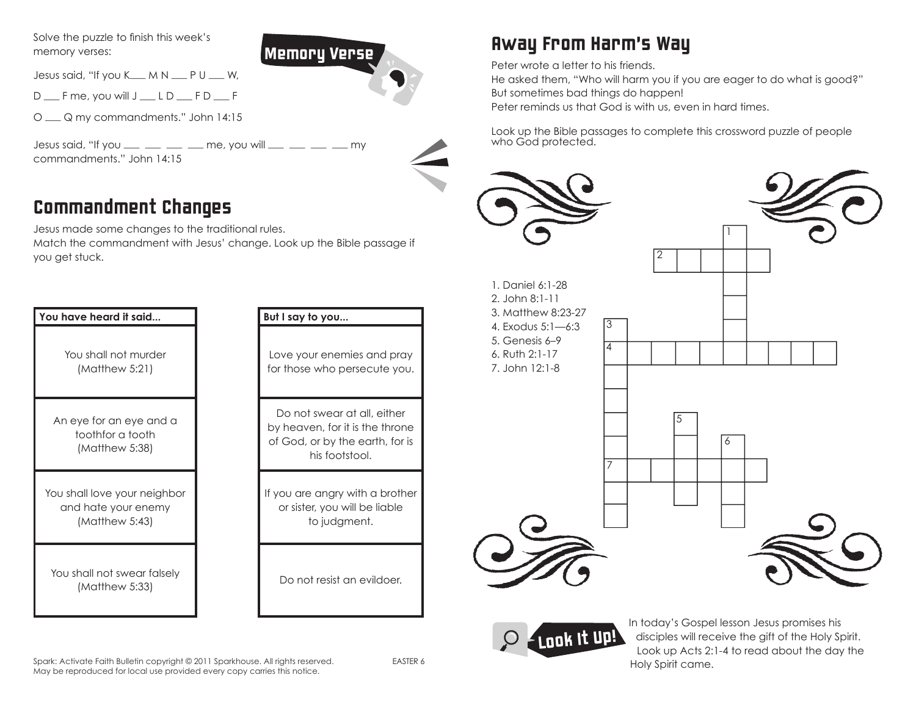Solve the puzzle to finish this week's memory verses:

## Memory Verse

Jesus said, "If you K___ M N ___ P U ___ W,

D ___ F me, you will J ___ L D ___ F D ___ F

O ___ Q my commandments." John 14:15

Jesus said, "If you ___ ___ ___ ___ me, you will ___ ___ ___ ___ my commandments." John 14:15

## Commandment Changes

Jesus made some changes to the traditional rules.
Match the commandment with Jesus' change. Look up the Bible passage if you get stuck.

| You have heard it said... |
|---|
| You shall not murder (Matthew 5:21) |
| An eye for an eye and a toothfor a tooth (Matthew 5:38) |
| You shall love your neighbor and hate your enemy (Matthew 5:43) |
| You shall not swear falsely (Matthew 5:33) |

| But I say to you... |
|---|
| Love your enemies and pray for those who persecute you. |
| Do not swear at all, either by heaven, for it is the throne of God, or by the earth, for is his footstool. |
| If you are angry with a brother or sister, you will be liable to judgment. |
| Do not resist an evildoer. |

## Away From Harm's Way

Peter wrote a letter to his friends.
He asked them, "Who will harm you if you are eager to do what is good?"
But sometimes bad things do happen!
Peter reminds us that God is with us, even in hard times.

Look up the Bible passages to complete this crossword puzzle of people who God protected.

1. Daniel 6:1-28
2. John 8:1-11
3. Matthew 8:23-27
4. Exodus 5:1—6:3
5. Genesis 6–9
6. Ruth 2:1-17
7. John 12:1-8

### Look It Up!

In today's Gospel lesson Jesus promises his disciples will receive the gift of the Holy Spirit. Look up Acts 2:1-4 to read about the day the Holy Spirit came.

Spark: Activate Faith Bulletin copyright © 2011 Sparkhouse. All rights reserved. May be reproduced for local use provided every copy carries this notice.

EASTER 6